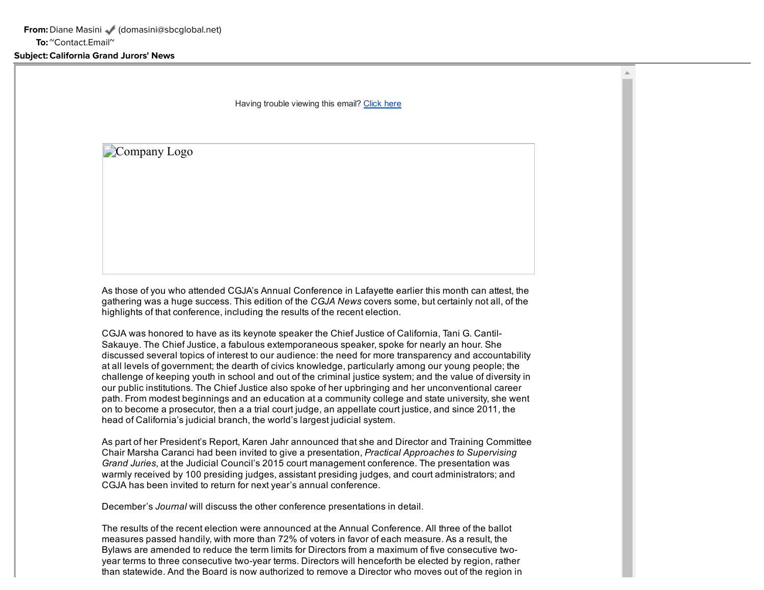**From:** Diane Masini (domasini@sbcglobal.net)
**To:** ~Contact.Email~
**Subject: California Grand Jurors' News**

Having trouble viewing this email? Click here

Company Logo

As those of you who attended CGJA's Annual Conference in Lafayette earlier this month can attest, the gathering was a huge success. This edition of the *CGJA News* covers some, but certainly not all, of the highlights of that conference, including the results of the recent election.

CGJA was honored to have as its keynote speaker the Chief Justice of California, Tani G. Cantil-Sakauye. The Chief Justice, a fabulous extemporaneous speaker, spoke for nearly an hour. She discussed several topics of interest to our audience: the need for more transparency and accountability at all levels of government; the dearth of civics knowledge, particularly among our young people; the challenge of keeping youth in school and out of the criminal justice system; and the value of diversity in our public institutions. The Chief Justice also spoke of her upbringing and her unconventional career path. From modest beginnings and an education at a community college and state university, she went on to become a prosecutor, then a a trial court judge, an appellate court justice, and since 2011, the head of California's judicial branch, the world's largest judicial system.

As part of her President's Report, Karen Jahr announced that she and Director and Training Committee Chair Marsha Caranci had been invited to give a presentation, *Practical Approaches to Supervising Grand Juries*, at the Judicial Council's 2015 court management conference. The presentation was warmly received by 100 presiding judges, assistant presiding judges, and court administrators; and CGJA has been invited to return for next year's annual conference.

December's *Journal* will discuss the other conference presentations in detail.

The results of the recent election were announced at the Annual Conference. All three of the ballot measures passed handily, with more than 72% of voters in favor of each measure. As a result, the Bylaws are amended to reduce the term limits for Directors from a maximum of five consecutive two-year terms to three consecutive two-year terms. Directors will henceforth be elected by region, rather than statewide. And the Board is now authorized to remove a Director who moves out of the region in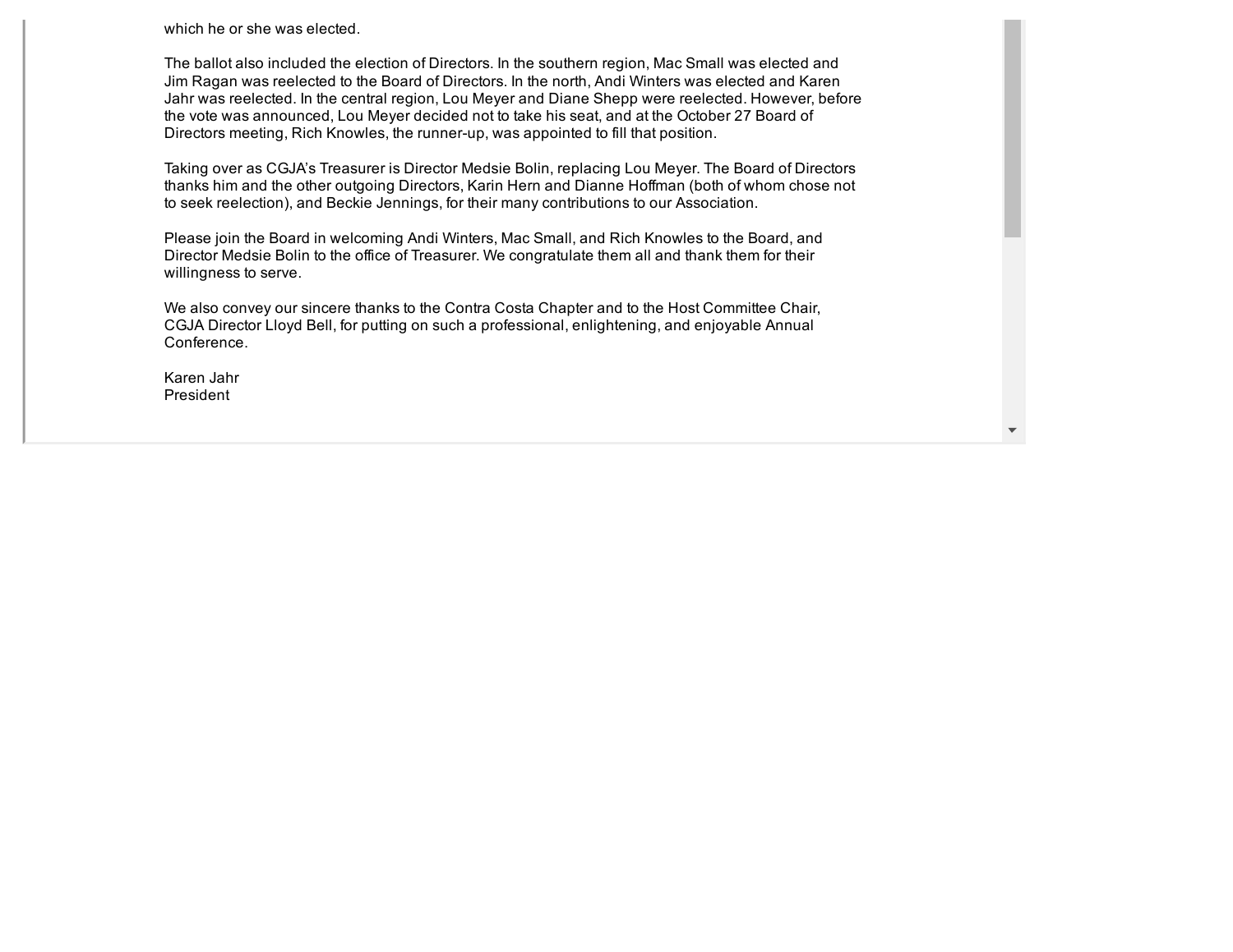which he or she was elected.

The ballot also included the election of Directors. In the southern region, Mac Small was elected and Jim Ragan was reelected to the Board of Directors. In the north, Andi Winters was elected and Karen Jahr was reelected. In the central region, Lou Meyer and Diane Shepp were reelected. However, before the vote was announced, Lou Meyer decided not to take his seat, and at the October 27 Board of Directors meeting, Rich Knowles, the runner-up, was appointed to fill that position.

Taking over as CGJA's Treasurer is Director Medsie Bolin, replacing Lou Meyer. The Board of Directors thanks him and the other outgoing Directors, Karin Hern and Dianne Hoffman (both of whom chose not to seek reelection), and Beckie Jennings, for their many contributions to our Association.

Please join the Board in welcoming Andi Winters, Mac Small, and Rich Knowles to the Board, and Director Medsie Bolin to the office of Treasurer. We congratulate them all and thank them for their willingness to serve.

We also convey our sincere thanks to the Contra Costa Chapter and to the Host Committee Chair, CGJA Director Lloyd Bell, for putting on such a professional, enlightening, and enjoyable Annual Conference.

Karen Jahr
President